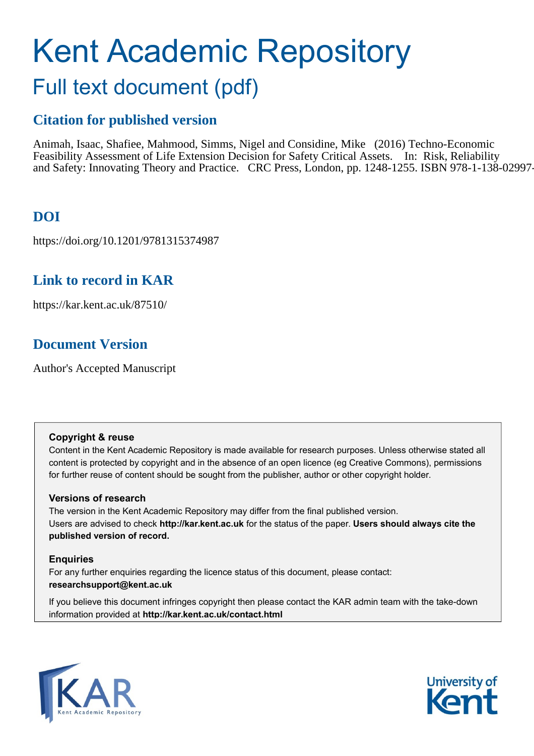# Kent Academic Repository

## Full text document (pdf)

### Citation for published version

Animah, Isaac, Shafiee, Mahmood, Simms, Nigel and Considine, Mike (2016) Techno-Economic Feasibility Assessment of Life Extension Decision for Safety Critical Assets. In: Risk, Reliability and Safety: Innovating Theory and Practice. CRC Press, London, pp. 1248-1255. ISBN 978-1-138-02997-

### DOI

https://doi.org/10.1201/9781315374987

### Link to record in KAR

https://kar.kent.ac.uk/87510/

### Document Version

Author's Accepted Manuscript

**Copyright & reuse**

Content in the Kent Academic Repository is made available for research purposes. Unless otherwise stated all content is protected by copyright and in the absence of an open licence (eg Creative Commons), permissions for further reuse of content should be sought from the publisher, author or other copyright holder.

**Versions of research**

The version in the Kent Academic Repository may differ from the final published version.
Users are advised to check **http://kar.kent.ac.uk** for the status of the paper. **Users should always cite the published version of record.**

**Enquiries**

For any further enquiries regarding the licence status of this document, please contact:
**researchsupport@kent.ac.uk**

If you believe this document infringes copyright then please contact the KAR admin team with the take-down information provided at **http://kar.kent.ac.uk/contact.html**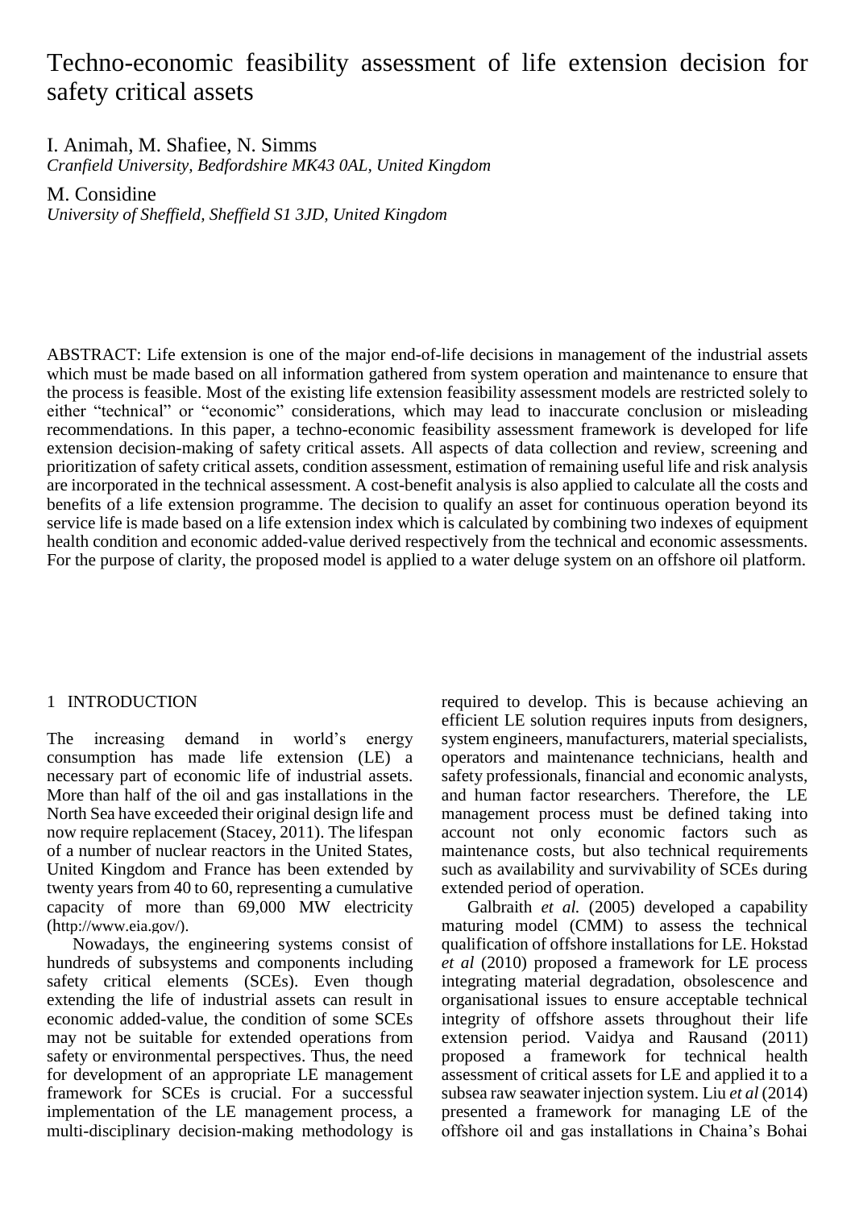# Techno-economic feasibility assessment of life extension decision for safety critical assets

I. Animah, M. Shafiee, N. Simms
*Cranfield University, Bedfordshire MK43 0AL, United Kingdom*

M. Considine
*University of Sheffield, Sheffield S1 3JD, United Kingdom*

ABSTRACT: Life extension is one of the major end-of-life decisions in management of the industrial assets which must be made based on all information gathered from system operation and maintenance to ensure that the process is feasible. Most of the existing life extension feasibility assessment models are restricted solely to either "technical" or "economic" considerations, which may lead to inaccurate conclusion or misleading recommendations. In this paper, a techno-economic feasibility assessment framework is developed for life extension decision-making of safety critical assets. All aspects of data collection and review, screening and prioritization of safety critical assets, condition assessment, estimation of remaining useful life and risk analysis are incorporated in the technical assessment. A cost-benefit analysis is also applied to calculate all the costs and benefits of a life extension programme. The decision to qualify an asset for continuous operation beyond its service life is made based on a life extension index which is calculated by combining two indexes of equipment health condition and economic added-value derived respectively from the technical and economic assessments. For the purpose of clarity, the proposed model is applied to a water deluge system on an offshore oil platform.

## 1 INTRODUCTION

The increasing demand in world's energy consumption has made life extension (LE) a necessary part of economic life of industrial assets. More than half of the oil and gas installations in the North Sea have exceeded their original design life and now require replacement (Stacey, 2011). The lifespan of a number of nuclear reactors in the United States, United Kingdom and France has been extended by twenty years from 40 to 60, representing a cumulative capacity of more than 69,000 MW electricity (http://www.eia.gov/).

Nowadays, the engineering systems consist of hundreds of subsystems and components including safety critical elements (SCEs). Even though extending the life of industrial assets can result in economic added-value, the condition of some SCEs may not be suitable for extended operations from safety or environmental perspectives. Thus, the need for development of an appropriate LE management framework for SCEs is crucial. For a successful implementation of the LE management process, a multi-disciplinary decision-making methodology is required to develop. This is because achieving an efficient LE solution requires inputs from designers, system engineers, manufacturers, material specialists, operators and maintenance technicians, health and safety professionals, financial and economic analysts, and human factor researchers. Therefore, the LE management process must be defined taking into account not only economic factors such as maintenance costs, but also technical requirements such as availability and survivability of SCEs during extended period of operation.

Galbraith *et al.* (2005) developed a capability maturing model (CMM) to assess the technical qualification of offshore installations for LE. Hokstad *et al* (2010) proposed a framework for LE process integrating material degradation, obsolescence and organisational issues to ensure acceptable technical integrity of offshore assets throughout their life extension period. Vaidya and Rausand (2011) proposed a framework for technical health assessment of critical assets for LE and applied it to a subsea raw seawater injection system. Liu *et al* (2014) presented a framework for managing LE of the offshore oil and gas installations in Chaina's Bohai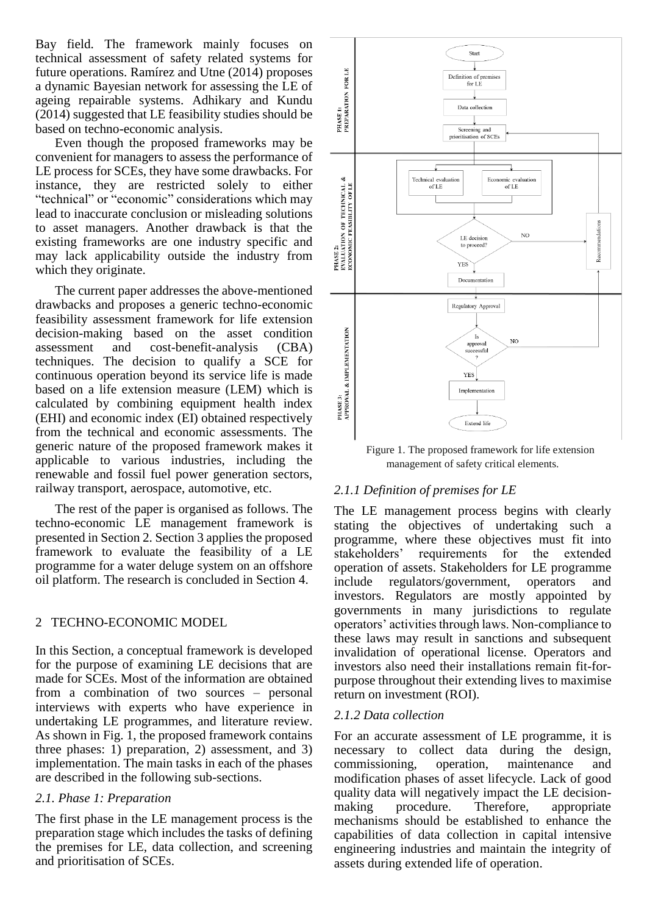Bay field. The framework mainly focuses on technical assessment of safety related systems for future operations. Ramírez and Utne (2014) proposes a dynamic Bayesian network for assessing the LE of ageing repairable systems. Adhikary and Kundu (2014) suggested that LE feasibility studies should be based on techno-economic analysis.

Even though the proposed frameworks may be convenient for managers to assess the performance of LE process for SCEs, they have some drawbacks. For instance, they are restricted solely to either "technical" or "economic" considerations which may lead to inaccurate conclusion or misleading solutions to asset managers. Another drawback is that the existing frameworks are one industry specific and may lack applicability outside the industry from which they originate.

The current paper addresses the above-mentioned drawbacks and proposes a generic techno-economic feasibility assessment framework for life extension decision-making based on the asset condition assessment and cost-benefit-analysis (CBA) techniques. The decision to qualify a SCE for continuous operation beyond its service life is made based on a life extension measure (LEM) which is calculated by combining equipment health index (EHI) and economic index (EI) obtained respectively from the technical and economic assessments. The generic nature of the proposed framework makes it applicable to various industries, including the renewable and fossil fuel power generation sectors, railway transport, aerospace, automotive, etc.

The rest of the paper is organised as follows. The techno-economic LE management framework is presented in Section 2. Section 3 applies the proposed framework to evaluate the feasibility of a LE programme for a water deluge system on an offshore oil platform. The research is concluded in Section 4.

## 2 TECHNO-ECONOMIC MODEL

In this Section, a conceptual framework is developed for the purpose of examining LE decisions that are made for SCEs. Most of the information are obtained from a combination of two sources – personal interviews with experts who have experience in undertaking LE programmes, and literature review. As shown in Fig. 1, the proposed framework contains three phases: 1) preparation, 2) assessment, and 3) implementation. The main tasks in each of the phases are described in the following sub-sections.

### *2.1. Phase 1: Preparation*

The first phase in the LE management process is the preparation stage which includes the tasks of defining the premises for LE, data collection, and screening and prioritisation of SCEs.

Figure 1. The proposed framework for life extension management of safety critical elements.

#### *2.1.1 Definition of premises for LE*

The LE management process begins with clearly stating the objectives of undertaking such a programme, where these objectives must fit into stakeholders' requirements for the extended operation of assets. Stakeholders for LE programme include regulators/government, operators and investors. Regulators are mostly appointed by governments in many jurisdictions to regulate operators' activities through laws. Non-compliance to these laws may result in sanctions and subsequent invalidation of operational license. Operators and investors also need their installations remain fit-for-purpose throughout their extending lives to maximise return on investment (ROI).

#### *2.1.2 Data collection*

For an accurate assessment of LE programme, it is necessary to collect data during the design, commissioning, operation, maintenance and modification phases of asset lifecycle. Lack of good quality data will negatively impact the LE decision-making procedure. Therefore, appropriate mechanisms should be established to enhance the capabilities of data collection in capital intensive engineering industries and maintain the integrity of assets during extended life of operation.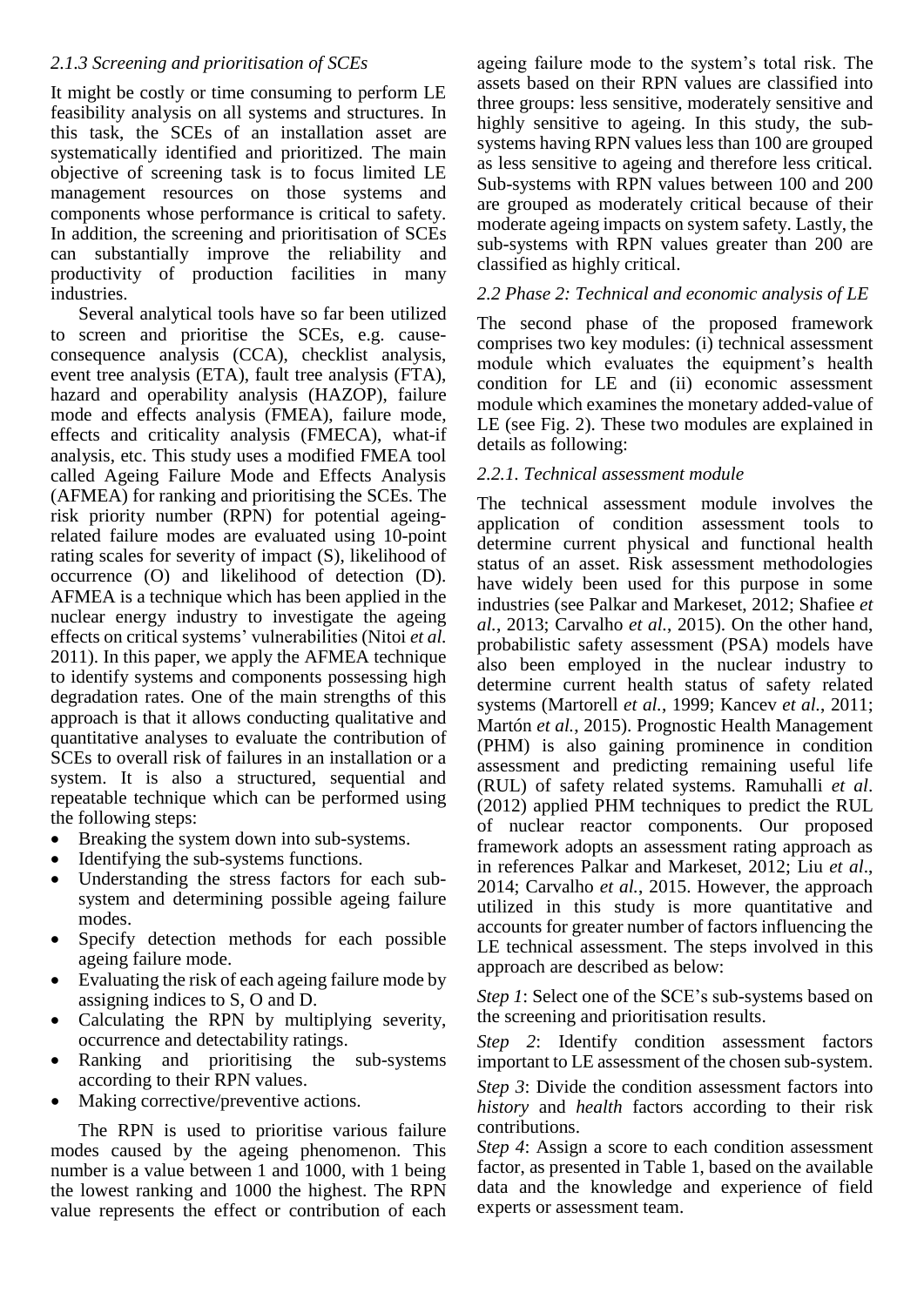### *2.1.3 Screening and prioritisation of SCEs*

It might be costly or time consuming to perform LE feasibility analysis on all systems and structures. In this task, the SCEs of an installation asset are systematically identified and prioritized. The main objective of screening task is to focus limited LE management resources on those systems and components whose performance is critical to safety. In addition, the screening and prioritisation of SCEs can substantially improve the reliability and productivity of production facilities in many industries.

Several analytical tools have so far been utilized to screen and prioritise the SCEs, e.g. cause-consequence analysis (CCA), checklist analysis, event tree analysis (ETA), fault tree analysis (FTA), hazard and operability analysis (HAZOP), failure mode and effects analysis (FMEA), failure mode, effects and criticality analysis (FMECA), what-if analysis, etc. This study uses a modified FMEA tool called Ageing Failure Mode and Effects Analysis (AFMEA) for ranking and prioritising the SCEs. The risk priority number (RPN) for potential ageing-related failure modes are evaluated using 10-point rating scales for severity of impact (S), likelihood of occurrence (O) and likelihood of detection (D). AFMEA is a technique which has been applied in the nuclear energy industry to investigate the ageing effects on critical systems' vulnerabilities (Nitoi *et al.* 2011). In this paper, we apply the AFMEA technique to identify systems and components possessing high degradation rates. One of the main strengths of this approach is that it allows conducting qualitative and quantitative analyses to evaluate the contribution of SCEs to overall risk of failures in an installation or a system. It is also a structured, sequential and repeatable technique which can be performed using the following steps:

- Breaking the system down into sub-systems.
- Identifying the sub-systems functions.
- Understanding the stress factors for each sub-system and determining possible ageing failure modes.
- Specify detection methods for each possible ageing failure mode.
- Evaluating the risk of each ageing failure mode by assigning indices to S, O and D.
- Calculating the RPN by multiplying severity, occurrence and detectability ratings.
- Ranking and prioritising the sub-systems according to their RPN values.
- Making corrective/preventive actions.

The RPN is used to prioritise various failure modes caused by the ageing phenomenon. This number is a value between 1 and 1000, with 1 being the lowest ranking and 1000 the highest. The RPN value represents the effect or contribution of each ageing failure mode to the system's total risk. The assets based on their RPN values are classified into three groups: less sensitive, moderately sensitive and highly sensitive to ageing. In this study, the sub-systems having RPN values less than 100 are grouped as less sensitive to ageing and therefore less critical. Sub-systems with RPN values between 100 and 200 are grouped as moderately critical because of their moderate ageing impacts on system safety. Lastly, the sub-systems with RPN values greater than 200 are classified as highly critical.

### *2.2 Phase 2: Technical and economic analysis of LE*

The second phase of the proposed framework comprises two key modules: (i) technical assessment module which evaluates the equipment's health condition for LE and (ii) economic assessment module which examines the monetary added-value of LE (see Fig. 2). These two modules are explained in details as following:

### *2.2.1. Technical assessment module*

The technical assessment module involves the application of condition assessment tools to determine current physical and functional health status of an asset. Risk assessment methodologies have widely been used for this purpose in some industries (see Palkar and Markeset, 2012; Shafiee *et al.*, 2013; Carvalho *et al.*, 2015). On the other hand, probabilistic safety assessment (PSA) models have also been employed in the nuclear industry to determine current health status of safety related systems (Martorell *et al.*, 1999; Kancev *et al.*, 2011; Martón *et al.*, 2015). Prognostic Health Management (PHM) is also gaining prominence in condition assessment and predicting remaining useful life (RUL) of safety related systems. Ramuhalli *et al.* (2012) applied PHM techniques to predict the RUL of nuclear reactor components. Our proposed framework adopts an assessment rating approach as in references Palkar and Markeset, 2012; Liu *et al*., 2014; Carvalho *et al.*, 2015. However, the approach utilized in this study is more quantitative and accounts for greater number of factors influencing the LE technical assessment. The steps involved in this approach are described as below:

*Step 1*: Select one of the SCE's sub-systems based on the screening and prioritisation results.

*Step 2*: Identify condition assessment factors important to LE assessment of the chosen sub-system.

*Step 3*: Divide the condition assessment factors into *history* and *health* factors according to their risk contributions.

*Step 4*: Assign a score to each condition assessment factor, as presented in Table 1, based on the available data and the knowledge and experience of field experts or assessment team.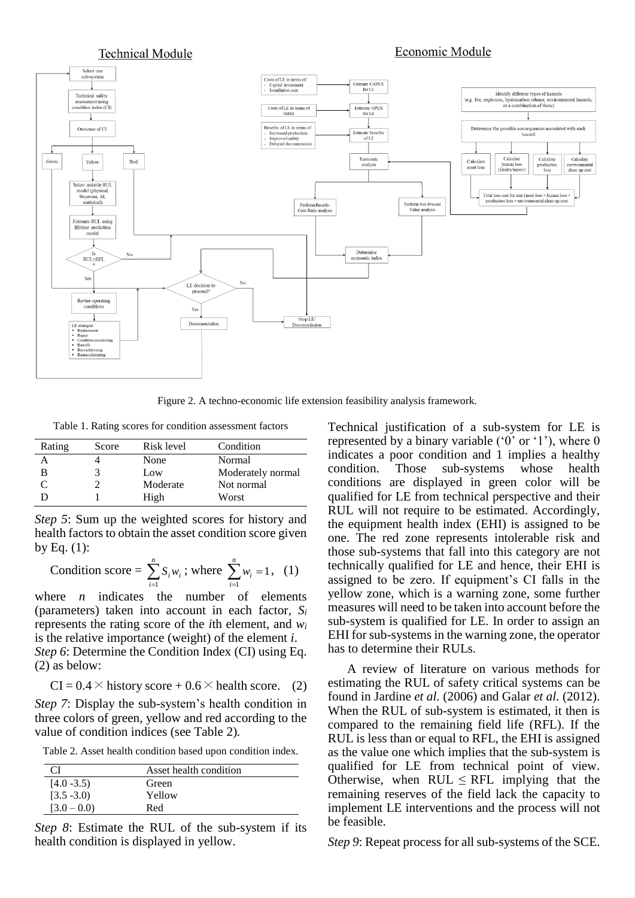Figure 2. A techno-economic life extension feasibility analysis framework.

Table 1. Rating scores for condition assessment factors

| Rating | Score | Risk level | Condition |
|---|---|---|---|
| A | 4 | None | Normal |
| B | 3 | Low | Moderately normal |
| C | 2 | Moderate | Not normal |
| D | 1 | High | Worst |

*Step 5*: Sum up the weighted scores for history and health factors to obtain the asset condition score given by Eq. (1):

$$\text{Condition score} = \sum_{i=1}^{n} S_i w_i \text{ ; where } \sum_{i=1}^{n} w_i = 1, \quad (1)$$

where $n$ indicates the number of elements (parameters) taken into account in each factor, $S_i$ represents the rating score of the $i$th element, and $w_i$ is the relative importance (weight) of the element $i$.

*Step 6*: Determine the Condition Index (CI) using Eq. (2) as below:

$$\text{CI} = 0.4 \times \text{history score} + 0.6 \times \text{health score}. \quad (2)$$

*Step 7*: Display the sub-system's health condition in three colors of green, yellow and red according to the value of condition indices (see Table 2).

Table 2. Asset health condition based upon condition index.

| CI | Asset health condition |
|---|---|
| [4.0 -3.5) | Green |
| [3.5 -3.0) | Yellow |
| [3.0 – 0.0) | Red |

*Step 8*: Estimate the RUL of the sub-system if its health condition is displayed in yellow.

Technical justification of a sub-system for LE is represented by a binary variable ('0' or '1'), where 0 indicates a poor condition and 1 implies a healthy condition. Those sub-systems whose health conditions are displayed in green color will be qualified for LE from technical perspective and their RUL will not require to be estimated. Accordingly, the equipment health index (EHI) is assigned to be one. The red zone represents intolerable risk and those sub-systems that fall into this category are not technically qualified for LE and hence, their EHI is assigned to be zero. If equipment's CI falls in the yellow zone, which is a warning zone, some further measures will need to be taken into account before the sub-system is qualified for LE. In order to assign an EHI for sub-systems in the warning zone, the operator has to determine their RULs.

A review of literature on various methods for estimating the RUL of safety critical systems can be found in Jardine *et al.* (2006) and Galar *et al.* (2012). When the RUL of sub-system is estimated, it then is compared to the remaining field life (RFL). If the RUL is less than or equal to RFL, the EHI is assigned as the value one which implies that the sub-system is qualified for LE from technical point of view. Otherwise, when RUL $\leq$ RFL implying that the remaining reserves of the field lack the capacity to implement LE interventions and the process will not be feasible.

*Step 9*: Repeat process for all sub-systems of the SCE.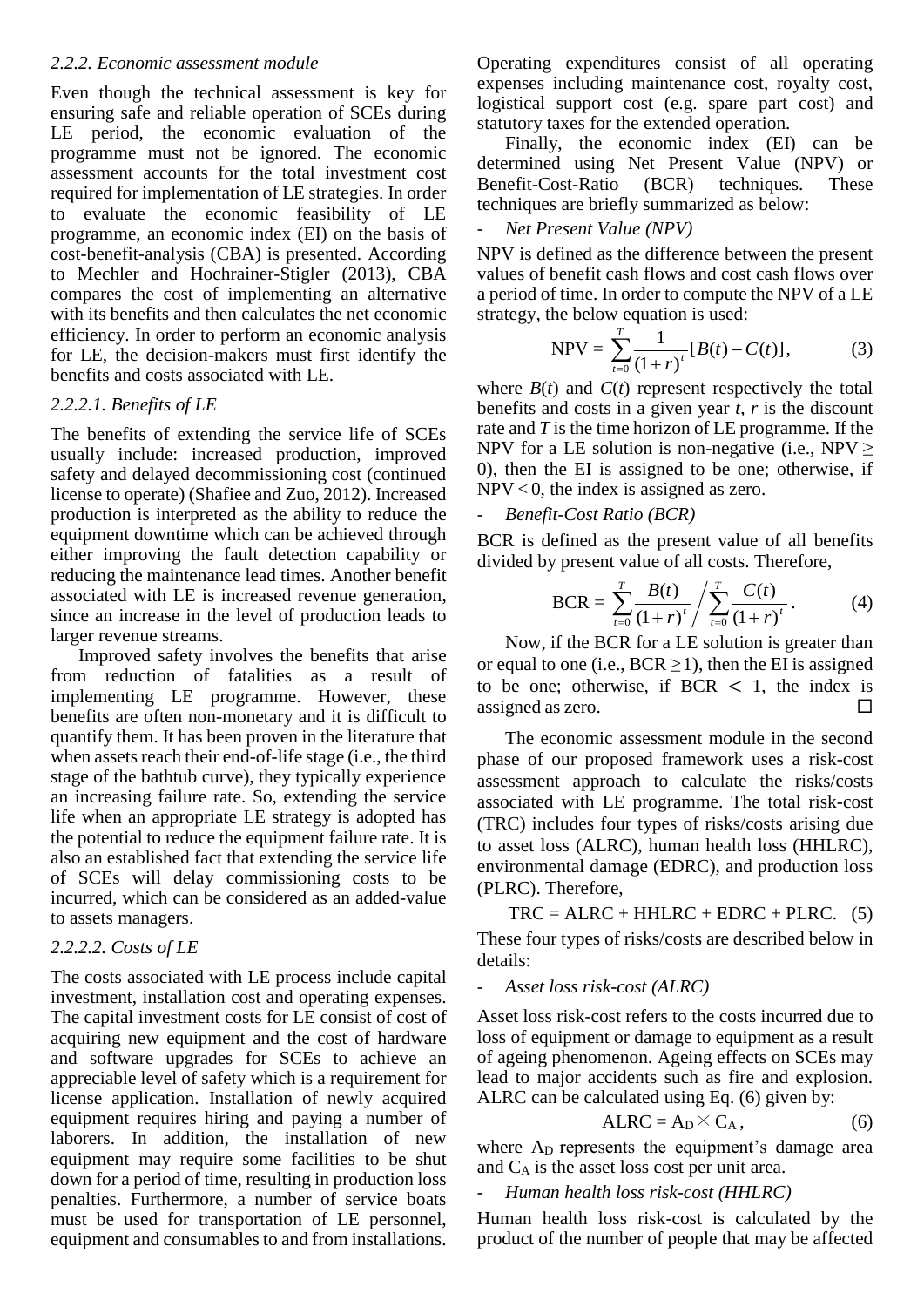### 2.2.2. Economic assessment module

Even though the technical assessment is key for ensuring safe and reliable operation of SCEs during LE period, the economic evaluation of the programme must not be ignored. The economic assessment accounts for the total investment cost required for implementation of LE strategies. In order to evaluate the economic feasibility of LE programme, an economic index (EI) on the basis of cost-benefit-analysis (CBA) is presented. According to Mechler and Hochrainer-Stigler (2013), CBA compares the cost of implementing an alternative with its benefits and then calculates the net economic efficiency. In order to perform an economic analysis for LE, the decision-makers must first identify the benefits and costs associated with LE.

#### 2.2.2.1. Benefits of LE

The benefits of extending the service life of SCEs usually include: increased production, improved safety and delayed decommissioning cost (continued license to operate) (Shafiee and Zuo, 2012). Increased production is interpreted as the ability to reduce the equipment downtime which can be achieved through either improving the fault detection capability or reducing the maintenance lead times. Another benefit associated with LE is increased revenue generation, since an increase in the level of production leads to larger revenue streams.

Improved safety involves the benefits that arise from reduction of fatalities as a result of implementing LE programme. However, these benefits are often non-monetary and it is difficult to quantify them. It has been proven in the literature that when assets reach their end-of-life stage (i.e., the third stage of the bathtub curve), they typically experience an increasing failure rate. So, extending the service life when an appropriate LE strategy is adopted has the potential to reduce the equipment failure rate. It is also an established fact that extending the service life of SCEs will delay commissioning costs to be incurred, which can be considered as an added-value to assets managers.

#### 2.2.2.2. Costs of LE

The costs associated with LE process include capital investment, installation cost and operating expenses. The capital investment costs for LE consist of cost of acquiring new equipment and the cost of hardware and software upgrades for SCEs to achieve an appreciable level of safety which is a requirement for license application. Installation of newly acquired equipment requires hiring and paying a number of laborers. In addition, the installation of new equipment may require some facilities to be shut down for a period of time, resulting in production loss penalties. Furthermore, a number of service boats must be used for transportation of LE personnel, equipment and consumables to and from installations. Operating expenditures consist of all operating expenses including maintenance cost, royalty cost, logistical support cost (e.g. spare part cost) and statutory taxes for the extended operation.

Finally, the economic index (EI) can be determined using Net Present Value (NPV) or Benefit-Cost-Ratio (BCR) techniques. These techniques are briefly summarized as below:

- *Net Present Value (NPV)*

NPV is defined as the difference between the present values of benefit cash flows and cost cash flows over a period of time. In order to compute the NPV of a LE strategy, the below equation is used:

$$\text{NPV} = \sum_{t=0}^{T} \frac{1}{(1+r)^t}[B(t) - C(t)], \tag{3}$$

where $B(t)$ and $C(t)$ represent respectively the total benefits and costs in a given year $t$, $r$ is the discount rate and $T$ is the time horizon of LE programme. If the NPV for a LE solution is non-negative (i.e., $\text{NPV} \geq 0$), then the EI is assigned to be one; otherwise, if $\text{NPV} < 0$, the index is assigned as zero.

- *Benefit-Cost Ratio (BCR)*

BCR is defined as the present value of all benefits divided by present value of all costs. Therefore,

$$\text{BCR} = \sum_{t=0}^{T} \frac{B(t)}{(1+r)^t} \Bigg/ \sum_{t=0}^{T} \frac{C(t)}{(1+r)^t}. \tag{4}$$

Now, if the BCR for a LE solution is greater than or equal to one (i.e., $\text{BCR} \geq 1$), then the EI is assigned to be one; otherwise, if $\text{BCR} < 1$, the index is assigned as zero. □

The economic assessment module in the second phase of our proposed framework uses a risk-cost assessment approach to calculate the risks/costs associated with LE programme. The total risk-cost (TRC) includes four types of risks/costs arising due to asset loss (ALRC), human health loss (HHLRC), environmental damage (EDRC), and production loss (PLRC). Therefore,

$$\text{TRC} = \text{ALRC} + \text{HHLRC} + \text{EDRC} + \text{PLRC}. \tag{5}$$

These four types of risks/costs are described below in details:

- *Asset loss risk-cost (ALRC)*

Asset loss risk-cost refers to the costs incurred due to loss of equipment or damage to equipment as a result of ageing phenomenon. Ageing effects on SCEs may lead to major accidents such as fire and explosion. ALRC can be calculated using Eq. (6) given by:

$$\text{ALRC} = A_D \times C_A, \tag{6}$$

where $A_D$ represents the equipment's damage area and $C_A$ is the asset loss cost per unit area.

- *Human health loss risk-cost (HHLRC)*

Human health loss risk-cost is calculated by the product of the number of people that may be affected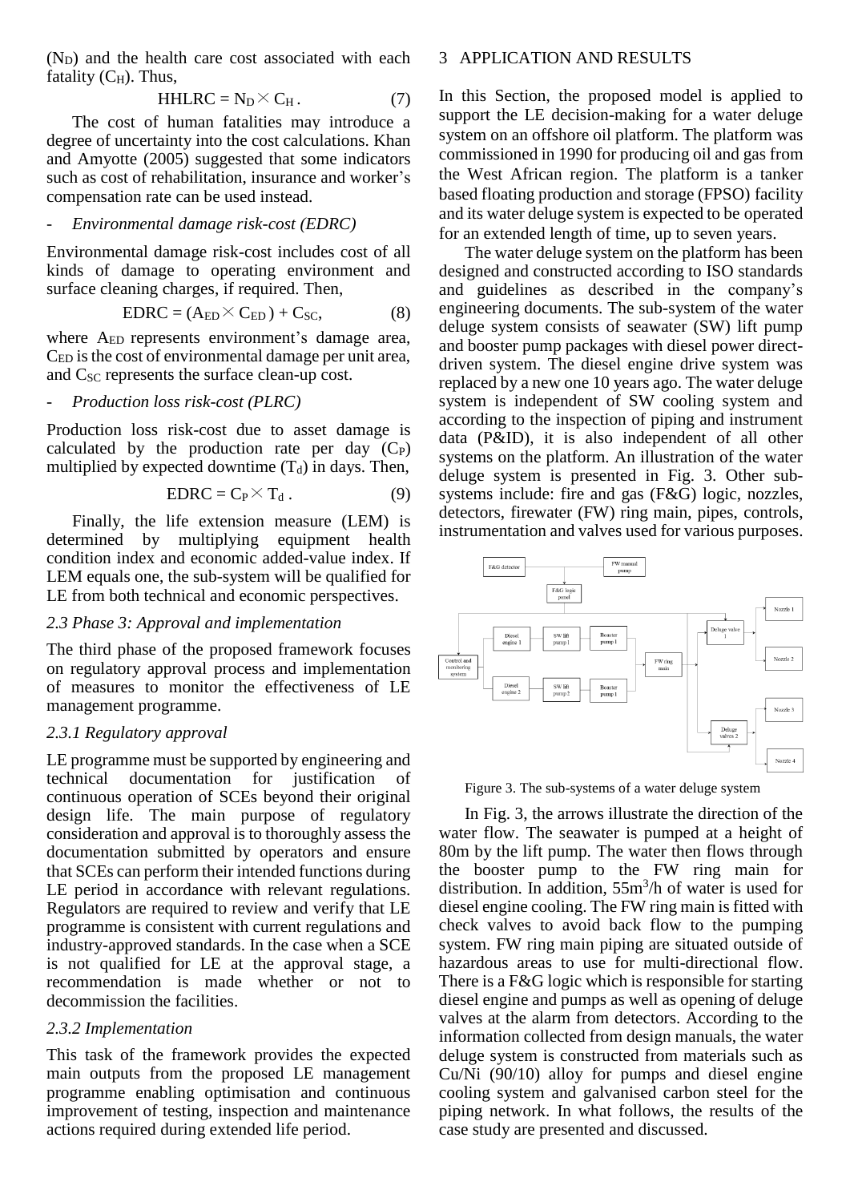($N_D$) and the health care cost associated with each fatality ($C_H$). Thus,

$$HHLRC = N_D \times C_H . \tag{7}$$

The cost of human fatalities may introduce a degree of uncertainty into the cost calculations. Khan and Amyotte (2005) suggested that some indicators such as cost of rehabilitation, insurance and worker's compensation rate can be used instead.

- *Environmental damage risk-cost (EDRC)*

Environmental damage risk-cost includes cost of all kinds of damage to operating environment and surface cleaning charges, if required. Then,

$$EDRC = (A_{ED} \times C_{ED}) + C_{SC}, \tag{8}$$

where $A_{ED}$ represents environment's damage area, $C_{ED}$ is the cost of environmental damage per unit area, and $C_{SC}$ represents the surface clean-up cost.

- *Production loss risk-cost (PLRC)*

Production loss risk-cost due to asset damage is calculated by the production rate per day ($C_P$) multiplied by expected downtime ($T_d$) in days. Then,

$$EDRC = C_P \times T_d . \tag{9}$$

Finally, the life extension measure (LEM) is determined by multiplying equipment health condition index and economic added-value index. If LEM equals one, the sub-system will be qualified for LE from both technical and economic perspectives.

### *2.3 Phase 3: Approval and implementation*

The third phase of the proposed framework focuses on regulatory approval process and implementation of measures to monitor the effectiveness of LE management programme.

#### *2.3.1 Regulatory approval*

LE programme must be supported by engineering and technical documentation for justification of continuous operation of SCEs beyond their original design life. The main purpose of regulatory consideration and approval is to thoroughly assess the documentation submitted by operators and ensure that SCEs can perform their intended functions during LE period in accordance with relevant regulations. Regulators are required to review and verify that LE programme is consistent with current regulations and industry-approved standards. In the case when a SCE is not qualified for LE at the approval stage, a recommendation is made whether or not to decommission the facilities.

#### *2.3.2 Implementation*

This task of the framework provides the expected main outputs from the proposed LE management programme enabling optimisation and continuous improvement of testing, inspection and maintenance actions required during extended life period.

## 3 APPLICATION AND RESULTS

In this Section, the proposed model is applied to support the LE decision-making for a water deluge system on an offshore oil platform. The platform was commissioned in 1990 for producing oil and gas from the West African region. The platform is a tanker based floating production and storage (FPSO) facility and its water deluge system is expected to be operated for an extended length of time, up to seven years.

The water deluge system on the platform has been designed and constructed according to ISO standards and guidelines as described in the company's engineering documents. The sub-system of the water deluge system consists of seawater (SW) lift pump and booster pump packages with diesel power direct-driven system. The diesel engine drive system was replaced by a new one 10 years ago. The water deluge system is independent of SW cooling system and according to the inspection of piping and instrument data (P&ID), it is also independent of all other systems on the platform. An illustration of the water deluge system is presented in Fig. 3. Other sub-systems include: fire and gas (F&G) logic, nozzles, detectors, firewater (FW) ring main, pipes, controls, instrumentation and valves used for various purposes.

Figure 3. The sub-systems of a water deluge system

In Fig. 3, the arrows illustrate the direction of the water flow. The seawater is pumped at a height of 80m by the lift pump. The water then flows through the booster pump to the FW ring main for distribution. In addition, $55m^3/h$ of water is used for diesel engine cooling. The FW ring main is fitted with check valves to avoid back flow to the pumping system. FW ring main piping are situated outside of hazardous areas to use for multi-directional flow. There is a F&G logic which is responsible for starting diesel engine and pumps as well as opening of deluge valves at the alarm from detectors. According to the information collected from design manuals, the water deluge system is constructed from materials such as Cu/Ni (90/10) alloy for pumps and diesel engine cooling system and galvanised carbon steel for the piping network. In what follows, the results of the case study are presented and discussed.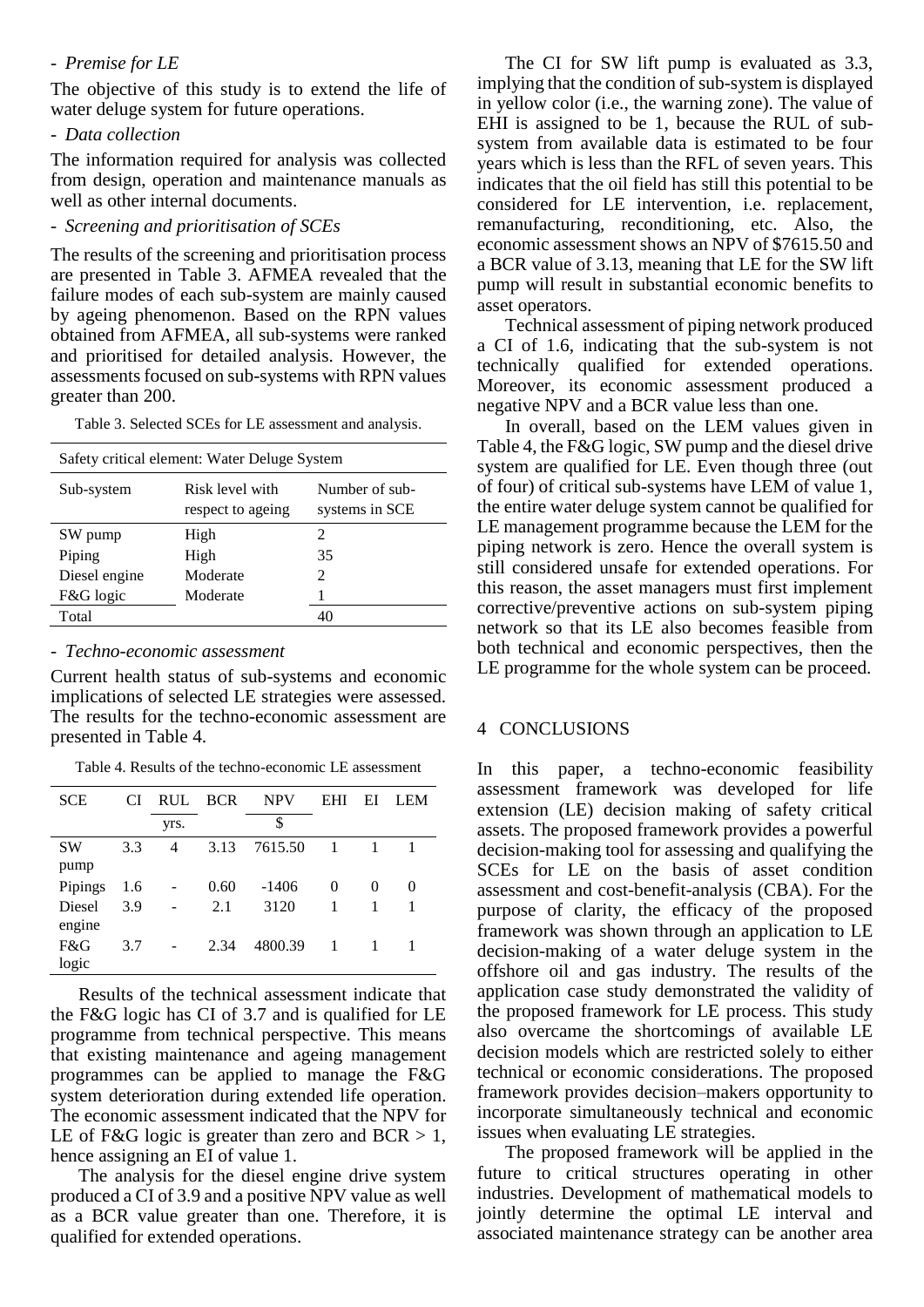- *Premise for LE*

The objective of this study is to extend the life of water deluge system for future operations.

- *Data collection*

The information required for analysis was collected from design, operation and maintenance manuals as well as other internal documents.

- *Screening and prioritisation of SCEs*

The results of the screening and prioritisation process are presented in Table 3. AFMEA revealed that the failure modes of each sub-system are mainly caused by ageing phenomenon. Based on the RPN values obtained from AFMEA, all sub-systems were ranked and prioritised for detailed analysis. However, the assessments focused on sub-systems with RPN values greater than 200.

Table 3. Selected SCEs for LE assessment and analysis.

| Safety critical element: Water Deluge System | | |
|---|---|---|
| Sub-system | Risk level with respect to ageing | Number of sub-systems in SCE |
| SW pump | High | 2 |
| Piping | High | 35 |
| Diesel engine | Moderate | 2 |
| F&G logic | Moderate | 1 |
| Total | | 40 |

- *Techno-economic assessment*

Current health status of sub-systems and economic implications of selected LE strategies were assessed. The results for the techno-economic assessment are presented in Table 4.

Table 4. Results of the techno-economic LE assessment

| SCE | CI | RUL | BCR | NPV | EHI | EI | LEM |
|---|---|---|---|---|---|---|---|
| | | yrs. | | $ | | | |
| SW pump | 3.3 | 4 | 3.13 | 7615.50 | 1 | 1 | 1 |
| Pipings | 1.6 | - | 0.60 | -1406 | 0 | 0 | 0 |
| Diesel engine | 3.9 | - | 2.1 | 3120 | 1 | 1 | 1 |
| F&G logic | 3.7 | - | 2.34 | 4800.39 | 1 | 1 | 1 |

Results of the technical assessment indicate that the F&G logic has CI of 3.7 and is qualified for LE programme from technical perspective. This means that existing maintenance and ageing management programmes can be applied to manage the F&G system deterioration during extended life operation. The economic assessment indicated that the NPV for LE of F&G logic is greater than zero and BCR > 1, hence assigning an EI of value 1.

The analysis for the diesel engine drive system produced a CI of 3.9 and a positive NPV value as well as a BCR value greater than one. Therefore, it is qualified for extended operations.

The CI for SW lift pump is evaluated as 3.3, implying that the condition of sub-system is displayed in yellow color (i.e., the warning zone). The value of EHI is assigned to be 1, because the RUL of sub-system from available data is estimated to be four years which is less than the RFL of seven years. This indicates that the oil field has still this potential to be considered for LE intervention, i.e. replacement, remanufacturing, reconditioning, etc. Also, the economic assessment shows an NPV of $7615.50 and a BCR value of 3.13, meaning that LE for the SW lift pump will result in substantial economic benefits to asset operators.

Technical assessment of piping network produced a CI of 1.6, indicating that the sub-system is not technically qualified for extended operations. Moreover, its economic assessment produced a negative NPV and a BCR value less than one.

In overall, based on the LEM values given in Table 4, the F&G logic, SW pump and the diesel drive system are qualified for LE. Even though three (out of four) of critical sub-systems have LEM of value 1, the entire water deluge system cannot be qualified for LE management programme because the LEM for the piping network is zero. Hence the overall system is still considered unsafe for extended operations. For this reason, the asset managers must first implement corrective/preventive actions on sub-system piping network so that its LE also becomes feasible from both technical and economic perspectives, then the LE programme for the whole system can be proceed.

## 4 CONCLUSIONS

In this paper, a techno-economic feasibility assessment framework was developed for life extension (LE) decision making of safety critical assets. The proposed framework provides a powerful decision-making tool for assessing and qualifying the SCEs for LE on the basis of asset condition assessment and cost-benefit-analysis (CBA). For the purpose of clarity, the efficacy of the proposed framework was shown through an application to LE decision-making of a water deluge system in the offshore oil and gas industry. The results of the application case study demonstrated the validity of the proposed framework for LE process. This study also overcame the shortcomings of available LE decision models which are restricted solely to either technical or economic considerations. The proposed framework provides decision–makers opportunity to incorporate simultaneously technical and economic issues when evaluating LE strategies.

The proposed framework will be applied in the future to critical structures operating in other industries. Development of mathematical models to jointly determine the optimal LE interval and associated maintenance strategy can be another area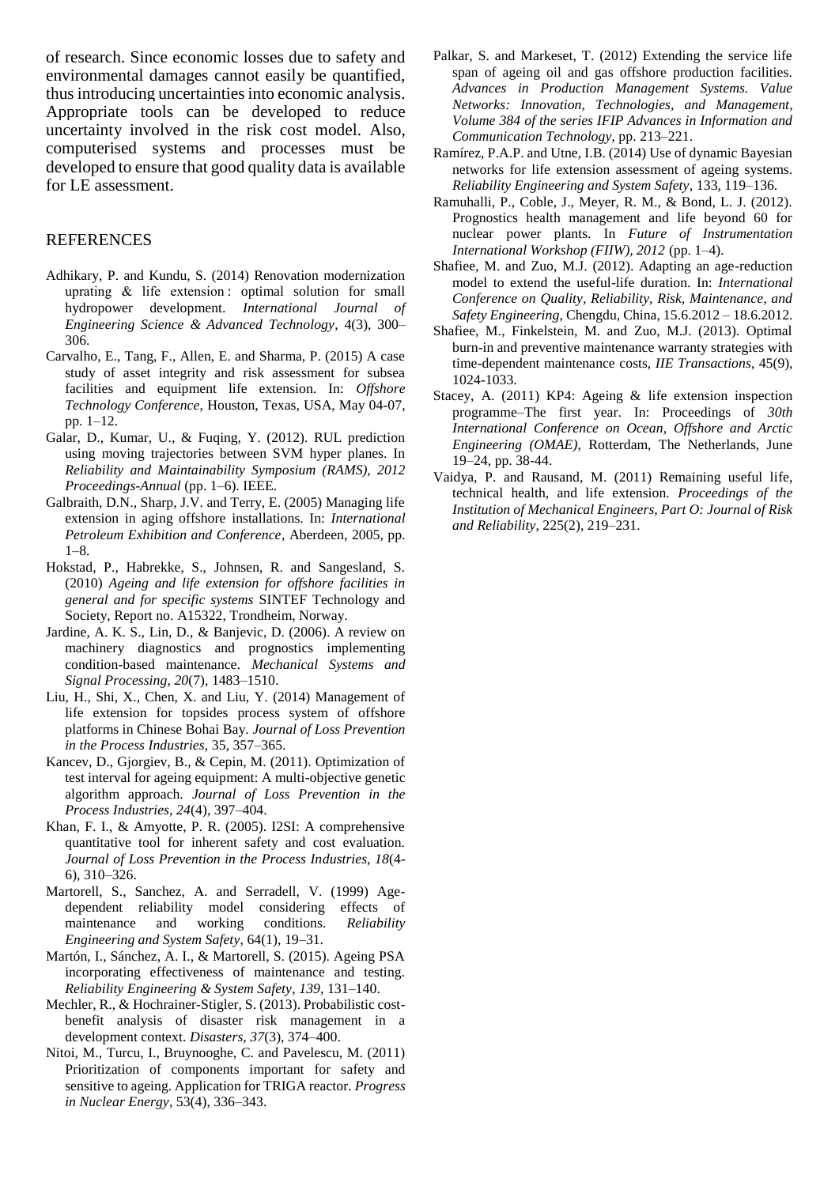of research. Since economic losses due to safety and environmental damages cannot easily be quantified, thus introducing uncertainties into economic analysis. Appropriate tools can be developed to reduce uncertainty involved in the risk cost model. Also, computerised systems and processes must be developed to ensure that good quality data is available for LE assessment.

## REFERENCES

Adhikary, P. and Kundu, S. (2014) Renovation modernization uprating & life extension : optimal solution for small hydropower development. *International Journal of Engineering Science & Advanced Technology*, 4(3), 300–306.

Carvalho, E., Tang, F., Allen, E. and Sharma, P. (2015) A case study of asset integrity and risk assessment for subsea facilities and equipment life extension. In: *Offshore Technology Conference*, Houston, Texas, USA, May 04-07, pp. 1–12.

Galar, D., Kumar, U., & Fuqing, Y. (2012). RUL prediction using moving trajectories between SVM hyper planes. In *Reliability and Maintainability Symposium (RAMS), 2012 Proceedings-Annual* (pp. 1–6). IEEE.

Galbraith, D.N., Sharp, J.V. and Terry, E. (2005) Managing life extension in aging offshore installations. In: *International Petroleum Exhibition and Conference*, Aberdeen, 2005, pp. 1–8.

Hokstad, P., Habrekke, S., Johnsen, R. and Sangesland, S. (2010) *Ageing and life extension for offshore facilities in general and for specific systems* SINTEF Technology and Society, Report no. A15322, Trondheim, Norway.

Jardine, A. K. S., Lin, D., & Banjevic, D. (2006). A review on machinery diagnostics and prognostics implementing condition-based maintenance. *Mechanical Systems and Signal Processing*, *20*(7), 1483–1510.

Liu, H., Shi, X., Chen, X. and Liu, Y. (2014) Management of life extension for topsides process system of offshore platforms in Chinese Bohai Bay. *Journal of Loss Prevention in the Process Industries*, 35, 357–365.

Kancev, D., Gjorgiev, B., & Cepin, M. (2011). Optimization of test interval for ageing equipment: A multi-objective genetic algorithm approach. *Journal of Loss Prevention in the Process Industries*, *24*(4), 397–404.

Khan, F. I., & Amyotte, P. R. (2005). I2SI: A comprehensive quantitative tool for inherent safety and cost evaluation. *Journal of Loss Prevention in the Process Industries*, *18*(4-6), 310–326.

Martorell, S., Sanchez, A. and Serradell, V. (1999) Age-dependent reliability model considering effects of maintenance and working conditions. *Reliability Engineering and System Safety*, 64(1), 19–31.

Martón, I., Sánchez, A. I., & Martorell, S. (2015). Ageing PSA incorporating effectiveness of maintenance and testing. *Reliability Engineering & System Safety*, *139*, 131–140.

Mechler, R., & Hochrainer-Stigler, S. (2013). Probabilistic cost-benefit analysis of disaster risk management in a development context. *Disasters*, *37*(3), 374–400.

Nitoi, M., Turcu, I., Bruynooghe, C. and Pavelescu, M. (2011) Prioritization of components important for safety and sensitive to ageing. Application for TRIGA reactor. *Progress in Nuclear Energy*, 53(4), 336–343.

Palkar, S. and Markeset, T. (2012) Extending the service life span of ageing oil and gas offshore production facilities. *Advances in Production Management Systems. Value Networks: Innovation, Technologies, and Management, Volume 384 of the series IFIP Advances in Information and Communication Technology*, pp. 213–221.

Ramírez, P.A.P. and Utne, I.B. (2014) Use of dynamic Bayesian networks for life extension assessment of ageing systems. *Reliability Engineering and System Safety*, 133, 119–136.

Ramuhalli, P., Coble, J., Meyer, R. M., & Bond, L. J. (2012). Prognostics health management and life beyond 60 for nuclear power plants. In *Future of Instrumentation International Workshop (FIIW), 2012* (pp. 1–4).

Shafiee, M. and Zuo, M.J. (2012). Adapting an age-reduction model to extend the useful-life duration. In: *International Conference on Quality, Reliability, Risk, Maintenance, and Safety Engineering*, Chengdu, China, 15.6.2012 – 18.6.2012.

Shafiee, M., Finkelstein, M. and Zuo, M.J. (2013). Optimal burn-in and preventive maintenance warranty strategies with time-dependent maintenance costs, *IIE Transactions*, 45(9), 1024-1033.

Stacey, A. (2011) KP4: Ageing & life extension inspection programme–The first year. In: Proceedings of *30th International Conference on Ocean, Offshore and Arctic Engineering (OMAE)*, Rotterdam, The Netherlands, June 19–24, pp. 38-44.

Vaidya, P. and Rausand, M. (2011) Remaining useful life, technical health, and life extension. *Proceedings of the Institution of Mechanical Engineers, Part O: Journal of Risk and Reliability*, 225(2), 219–231.